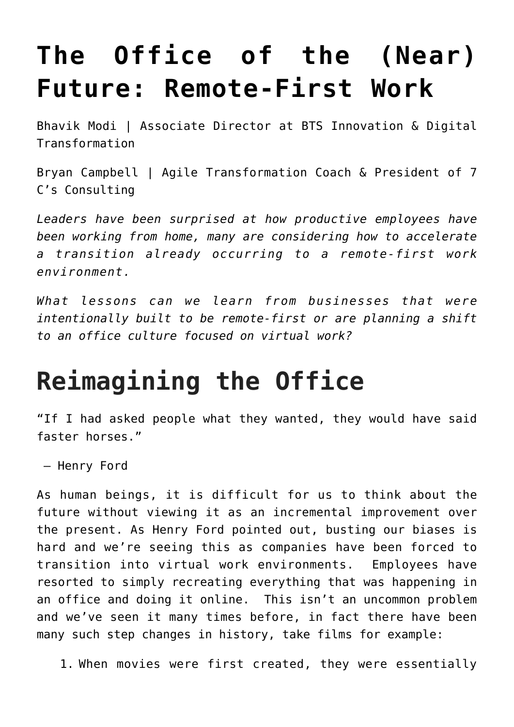# The Office of the (Near) Future: Remote-First Work

Bhavik Modi | Associate Director at BTS Innovation & Digital Transformation

Bryan Campbell | Agile Transformation Coach & President of 7 C's Consulting

*Leaders have been surprised at how productive employees have been working from home, many are considering how to accelerate a transition already occurring to a remote-first work environment.*

*What lessons can we learn from businesses that were intentionally built to be remote-first or are planning a shift to an office culture focused on virtual work?*

# Reimagining the Office

"If I had asked people what they wanted, they would have said faster horses."

– Henry Ford

As human beings, it is difficult for us to think about the future without viewing it as an incremental improvement over the present. As Henry Ford pointed out, busting our biases is hard and we're seeing this as companies have been forced to transition into virtual work environments. Employees have resorted to simply recreating everything that was happening in an office and doing it online. This isn't an uncommon problem and we've seen it many times before, in fact there have been many such step changes in history, take films for example:

1. When movies were first created, they were essentially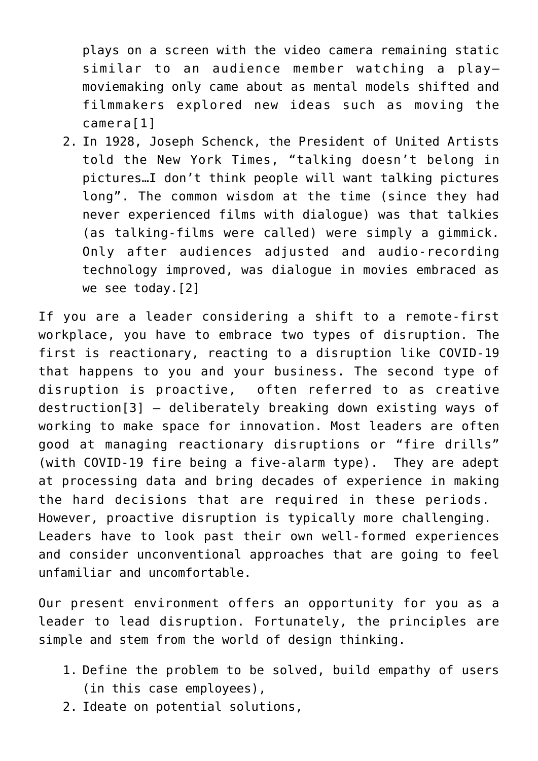plays on a screen with the video camera remaining static similar to an audience member watching a play–moviemaking only came about as mental models shifted and filmmakers explored new ideas such as moving the camera[1]

2. In 1928, Joseph Schenck, the President of United Artists told the New York Times, "talking doesn't belong in pictures…I don't think people will want talking pictures long". The common wisdom at the time (since they had never experienced films with dialogue) was that talkies (as talking-films were called) were simply a gimmick. Only after audiences adjusted and audio-recording technology improved, was dialogue in movies embraced as we see today.[2]

If you are a leader considering a shift to a remote-first workplace, you have to embrace two types of disruption. The first is reactionary, reacting to a disruption like COVID-19 that happens to you and your business. The second type of disruption is proactive, often referred to as creative destruction[3] – deliberately breaking down existing ways of working to make space for innovation. Most leaders are often good at managing reactionary disruptions or "fire drills" (with COVID-19 fire being a five-alarm type). They are adept at processing data and bring decades of experience in making the hard decisions that are required in these periods. However, proactive disruption is typically more challenging. Leaders have to look past their own well-formed experiences and consider unconventional approaches that are going to feel unfamiliar and uncomfortable.

Our present environment offers an opportunity for you as a leader to lead disruption. Fortunately, the principles are simple and stem from the world of design thinking.

1. Define the problem to be solved, build empathy of users (in this case employees),
2. Ideate on potential solutions,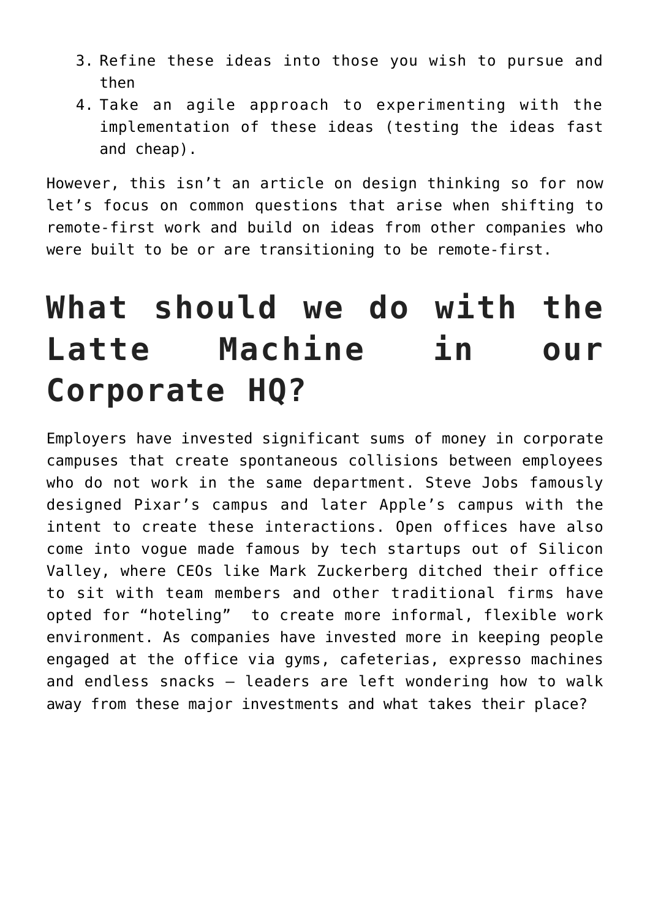3. Refine these ideas into those you wish to pursue and then
4. Take an agile approach to experimenting with the implementation of these ideas (testing the ideas fast and cheap).

However, this isn't an article on design thinking so for now let's focus on common questions that arise when shifting to remote-first work and build on ideas from other companies who were built to be or are transitioning to be remote-first.

# What should we do with the Latte Machine in our Corporate HQ?

Employers have invested significant sums of money in corporate campuses that create spontaneous collisions between employees who do not work in the same department. Steve Jobs famously designed Pixar's campus and later Apple's campus with the intent to create these interactions. Open offices have also come into vogue made famous by tech startups out of Silicon Valley, where CEOs like Mark Zuckerberg ditched their office to sit with team members and other traditional firms have opted for "hoteling" to create more informal, flexible work environment. As companies have invested more in keeping people engaged at the office via gyms, cafeterias, expresso machines and endless snacks – leaders are left wondering how to walk away from these major investments and what takes their place?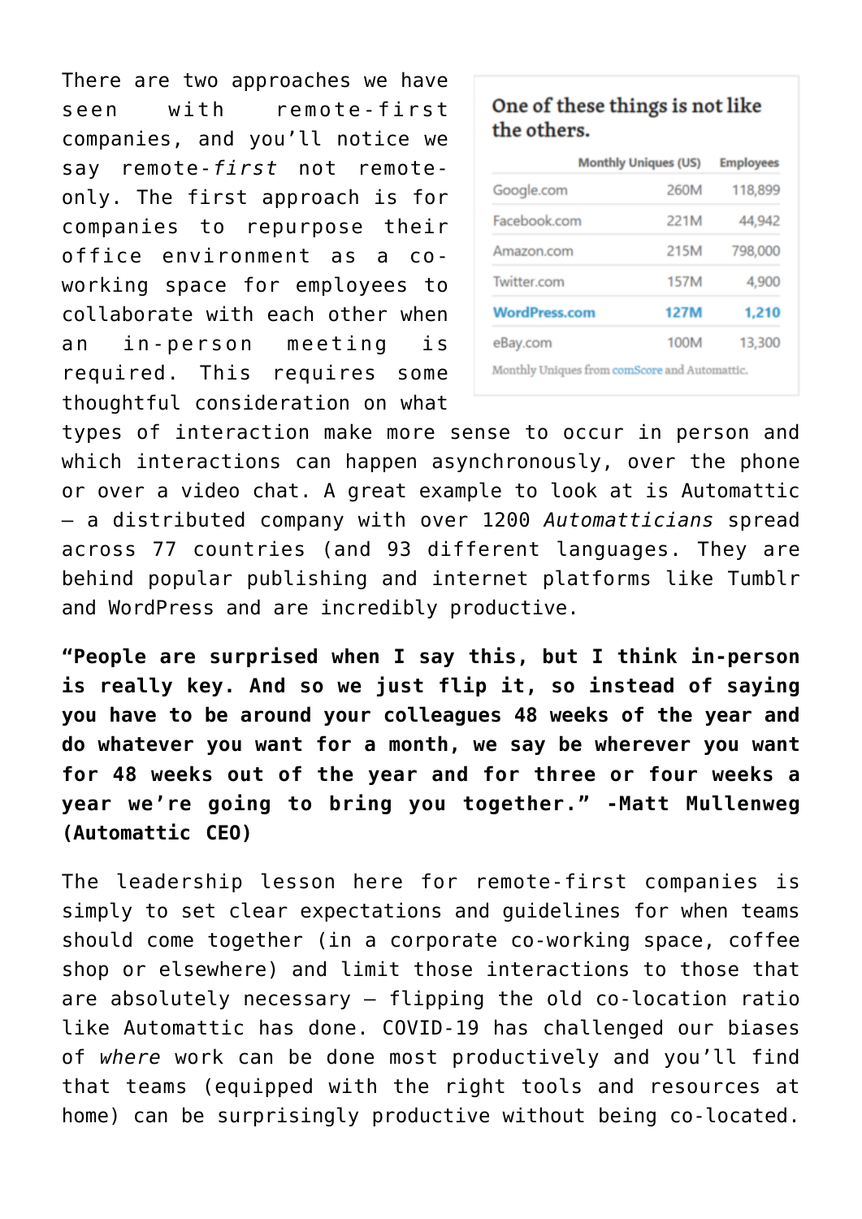There are two approaches we have seen with remote-first companies, and you'll notice we say remote-*first* not remote-only. The first approach is for companies to repurpose their office environment as a co-working space for employees to collaborate with each other when an in-person meeting is required. This requires some thoughtful consideration on what types of interaction make more sense to occur in person and which interactions can happen asynchronously, over the phone or over a video chat. A great example to look at is Automattic – a distributed company with over 1200 *Automatticians* spread across 77 countries (and 93 different languages. They are behind popular publishing and internet platforms like Tumblr and WordPress and are incredibly productive.

**One of these things is not like the others.**

| | Monthly Uniques (US) | Employees |
|---|---|---|
| Google.com | 260M | 118,899 |
| Facebook.com | 221M | 44,942 |
| Amazon.com | 215M | 798,000 |
| Twitter.com | 157M | 4,900 |
| **WordPress.com** | **127M** | **1,210** |
| eBay.com | 100M | 13,300 |

Monthly Uniques from comScore and Automattic.

**"People are surprised when I say this, but I think in-person is really key. And so we just flip it, so instead of saying you have to be around your colleagues 48 weeks of the year and do whatever you want for a month, we say be wherever you want for 48 weeks out of the year and for three or four weeks a year we're going to bring you together." -Matt Mullenweg (Automattic CEO)**

The leadership lesson here for remote-first companies is simply to set clear expectations and guidelines for when teams should come together (in a corporate co-working space, coffee shop or elsewhere) and limit those interactions to those that are absolutely necessary – flipping the old co-location ratio like Automattic has done. COVID-19 has challenged our biases of *where* work can be done most productively and you'll find that teams (equipped with the right tools and resources at home) can be surprisingly productive without being co-located.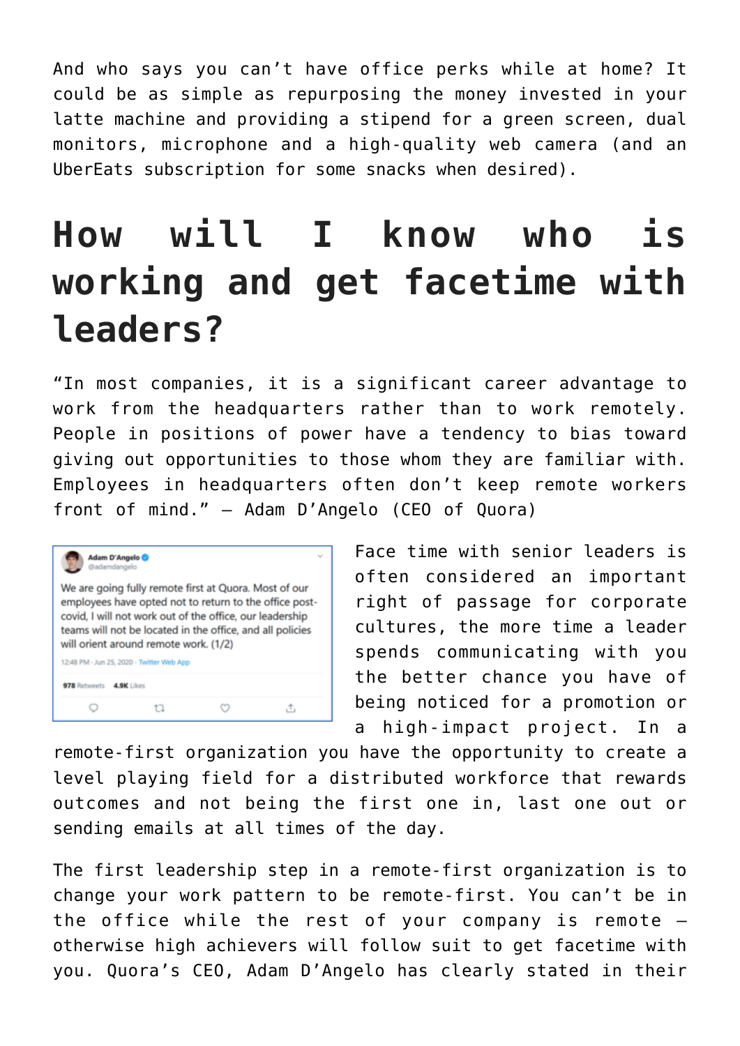And who says you can't have office perks while at home? It could be as simple as repurposing the money invested in your latte machine and providing a stipend for a green screen, dual monitors, microphone and a high-quality web camera (and an UberEats subscription for some snacks when desired).

## How will I know who is working and get facetime with leaders?

"In most companies, it is a significant career advantage to work from the headquarters rather than to work remotely. People in positions of power have a tendency to bias toward giving out opportunities to those whom they are familiar with. Employees in headquarters often don't keep remote workers front of mind." – Adam D'Angelo (CEO of Quora)

Face time with senior leaders is often considered an important right of passage for corporate cultures, the more time a leader spends communicating with you the better chance you have of being noticed for a promotion or a high-impact project. In a remote-first organization you have the opportunity to create a level playing field for a distributed workforce that rewards outcomes and not being the first one in, last one out or sending emails at all times of the day.

The first leadership step in a remote-first organization is to change your work pattern to be remote-first. You can't be in the office while the rest of your company is remote – otherwise high achievers will follow suit to get facetime with you. Quora's CEO, Adam D'Angelo has clearly stated in their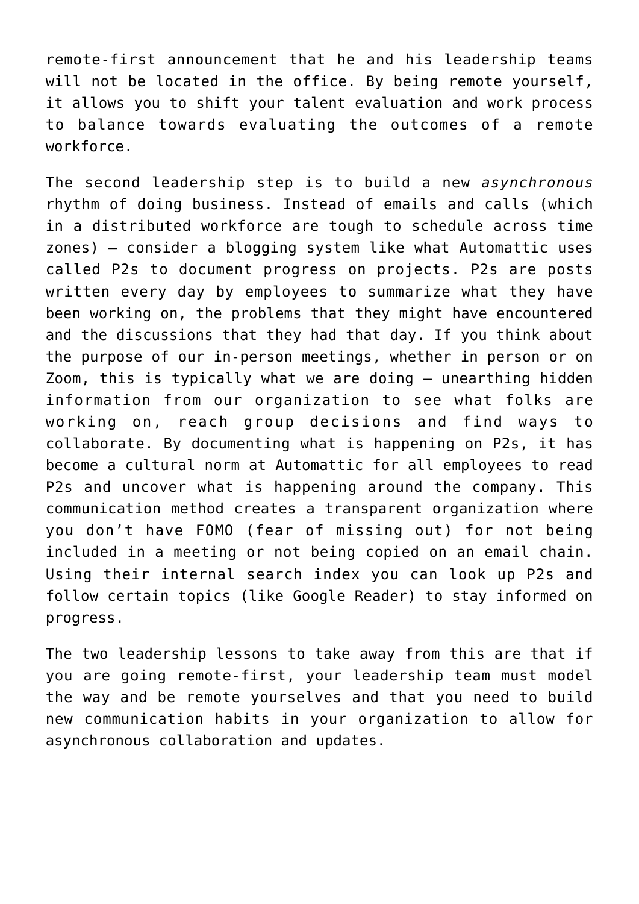remote-first announcement that he and his leadership teams will not be located in the office. By being remote yourself, it allows you to shift your talent evaluation and work process to balance towards evaluating the outcomes of a remote workforce.

The second leadership step is to build a new *asynchronous* rhythm of doing business. Instead of emails and calls (which in a distributed workforce are tough to schedule across time zones) – consider a blogging system like what Automattic uses called P2s to document progress on projects. P2s are posts written every day by employees to summarize what they have been working on, the problems that they might have encountered and the discussions that they had that day. If you think about the purpose of our in-person meetings, whether in person or on Zoom, this is typically what we are doing – unearthing hidden information from our organization to see what folks are working on, reach group decisions and find ways to collaborate. By documenting what is happening on P2s, it has become a cultural norm at Automattic for all employees to read P2s and uncover what is happening around the company. This communication method creates a transparent organization where you don't have FOMO (fear of missing out) for not being included in a meeting or not being copied on an email chain. Using their internal search index you can look up P2s and follow certain topics (like Google Reader) to stay informed on progress.

The two leadership lessons to take away from this are that if you are going remote-first, your leadership team must model the way and be remote yourselves and that you need to build new communication habits in your organization to allow for asynchronous collaboration and updates.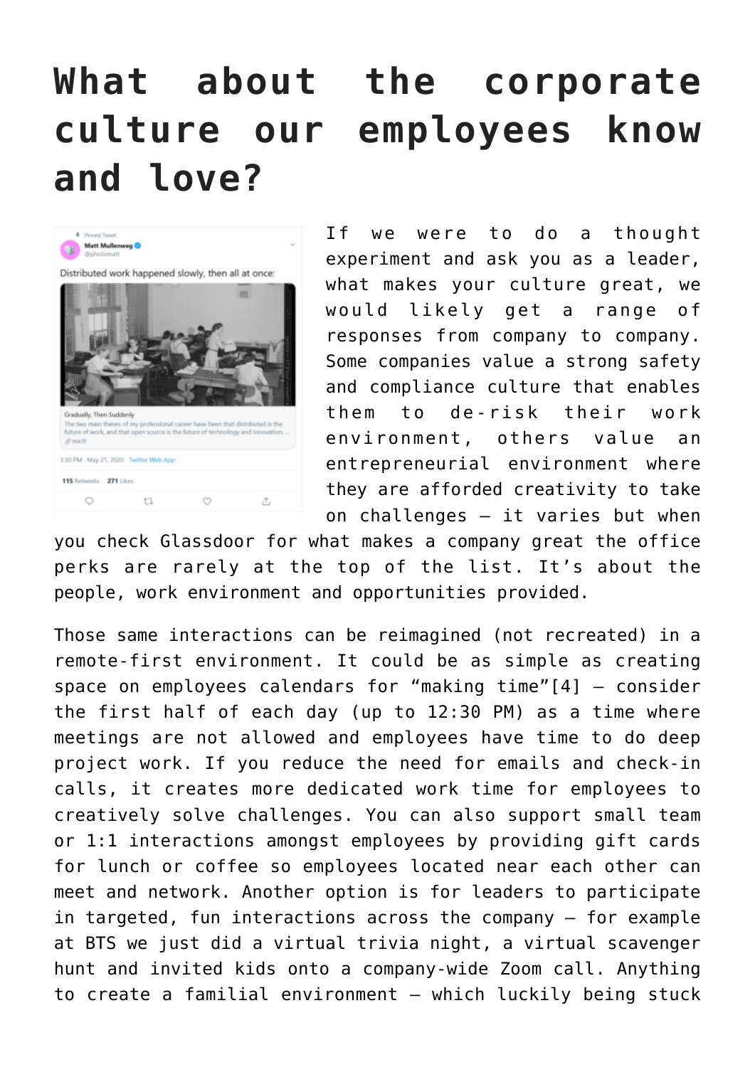# What about the corporate culture our employees know and love?

If we were to do a thought experiment and ask you as a leader, what makes your culture great, we would likely get a range of responses from company to company. Some companies value a strong safety and compliance culture that enables them to de-risk their work environment, others value an entrepreneurial environment where they are afforded creativity to take on challenges – it varies but when you check Glassdoor for what makes a company great the office perks are rarely at the top of the list. It's about the people, work environment and opportunities provided.

Those same interactions can be reimagined (not recreated) in a remote-first environment. It could be as simple as creating space on employees calendars for "making time"[4] – consider the first half of each day (up to 12:30 PM) as a time where meetings are not allowed and employees have time to do deep project work. If you reduce the need for emails and check-in calls, it creates more dedicated work time for employees to creatively solve challenges. You can also support small team or 1:1 interactions amongst employees by providing gift cards for lunch or coffee so employees located near each other can meet and network. Another option is for leaders to participate in targeted, fun interactions across the company – for example at BTS we just did a virtual trivia night, a virtual scavenger hunt and invited kids onto a company-wide Zoom call. Anything to create a familial environment – which luckily being stuck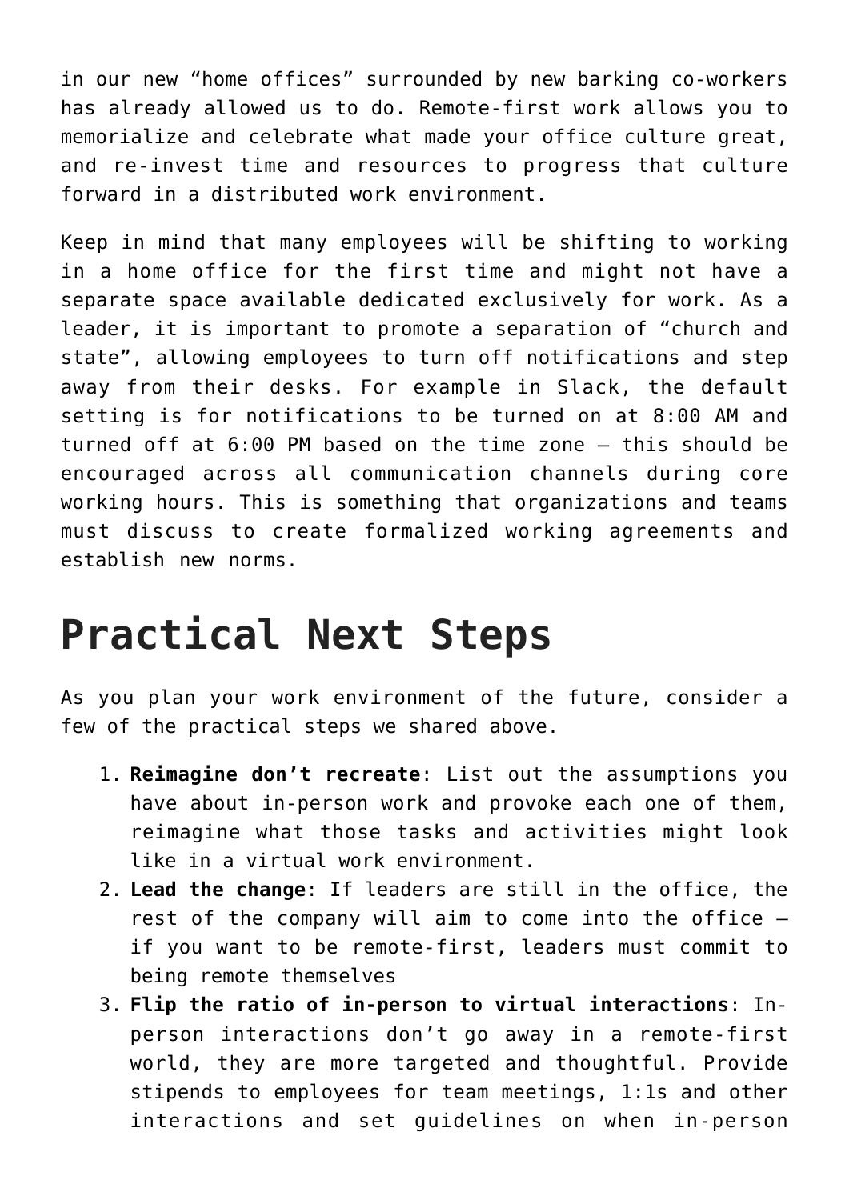in our new "home offices" surrounded by new barking co-workers has already allowed us to do. Remote-first work allows you to memorialize and celebrate what made your office culture great, and re-invest time and resources to progress that culture forward in a distributed work environment.

Keep in mind that many employees will be shifting to working in a home office for the first time and might not have a separate space available dedicated exclusively for work. As a leader, it is important to promote a separation of "church and state", allowing employees to turn off notifications and step away from their desks. For example in Slack, the default setting is for notifications to be turned on at 8:00 AM and turned off at 6:00 PM based on the time zone – this should be encouraged across all communication channels during core working hours. This is something that organizations and teams must discuss to create formalized working agreements and establish new norms.

# Practical Next Steps

As you plan your work environment of the future, consider a few of the practical steps we shared above.

1. **Reimagine don't recreate**: List out the assumptions you have about in-person work and provoke each one of them, reimagine what those tasks and activities might look like in a virtual work environment.
2. **Lead the change**: If leaders are still in the office, the rest of the company will aim to come into the office – if you want to be remote-first, leaders must commit to being remote themselves
3. **Flip the ratio of in-person to virtual interactions**: In-person interactions don't go away in a remote-first world, they are more targeted and thoughtful. Provide stipends to employees for team meetings, 1:1s and other interactions and set guidelines on when in-person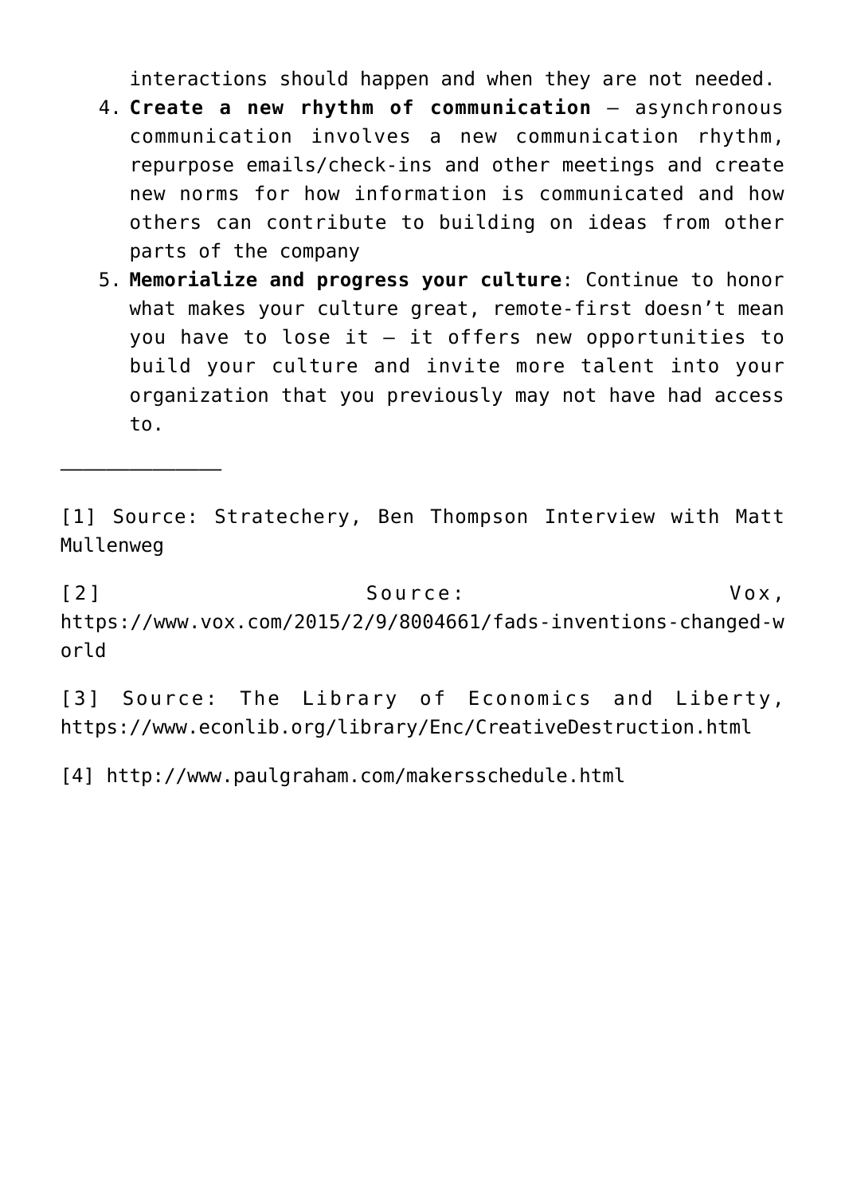interactions should happen and when they are not needed.

4. **Create a new rhythm of communication** – asynchronous communication involves a new communication rhythm, repurpose emails/check-ins and other meetings and create new norms for how information is communicated and how others can contribute to building on ideas from other parts of the company
5. **Memorialize and progress your culture**: Continue to honor what makes your culture great, remote-first doesn't mean you have to lose it – it offers new opportunities to build your culture and invite more talent into your organization that you previously may not have had access to.

---

[1] Source: Stratechery, Ben Thompson Interview with Matt Mullenweg

[2] Source: Vox, https://www.vox.com/2015/2/9/8004661/fads-inventions-changed-world

[3] Source: The Library of Economics and Liberty, https://www.econlib.org/library/Enc/CreativeDestruction.html

[4] http://www.paulgraham.com/makersschedule.html